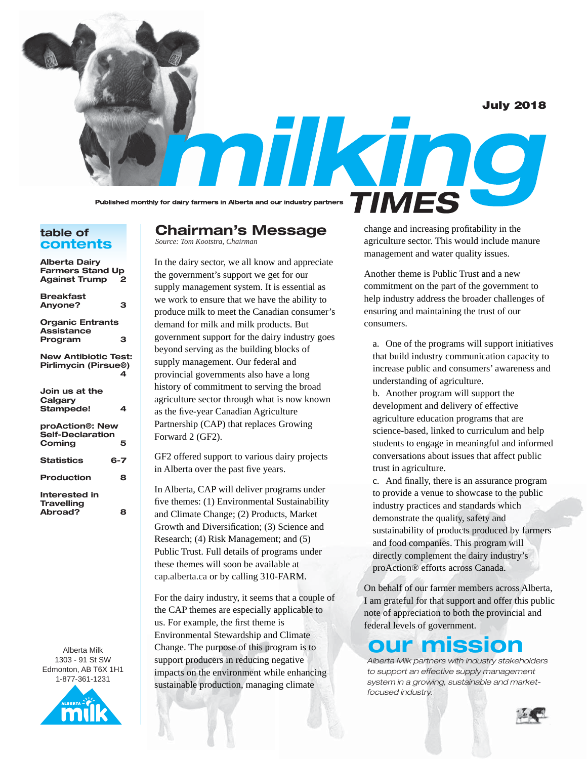# milking TIMES

July 2018

Published monthly for dairy farmers in Alberta and our industry partners

## table of contents

| | |
|---|---|
| Alberta Dairy Farmers Stand Up Against Trump | 2 |
| Breakfast Anyone? | 3 |
| Organic Entrants Assistance Program | 3 |
| New Antibiotic Test: Pirlimycin (Pirsue®) | 4 |
| Join us at the Calgary Stampede! | 4 |
| proAction®: New Self-Declaration Coming | 5 |
| Statistics | 6-7 |
| Production | 8 |
| Interested in Travelling Abroad? | 8 |

Alberta Milk
1303 - 91 St SW
Edmonton, AB T6X 1H1
1-877-361-1231

## Chairman's Message

*Source: Tom Kootstra, Chairman*

In the dairy sector, we all know and appreciate the government's support we get for our supply management system. It is essential as we work to ensure that we have the ability to produce milk to meet the Canadian consumer's demand for milk and milk products. But government support for the dairy industry goes beyond serving as the building blocks of supply management. Our federal and provincial governments also have a long history of commitment to serving the broad agriculture sector through what is now known as the five-year Canadian Agriculture Partnership (CAP) that replaces Growing Forward 2 (GF2).

GF2 offered support to various dairy projects in Alberta over the past five years.

In Alberta, CAP will deliver programs under five themes: (1) Environmental Sustainability and Climate Change; (2) Products, Market Growth and Diversification; (3) Science and Research; (4) Risk Management; and (5) Public Trust. Full details of programs under these themes will soon be available at cap.alberta.ca or by calling 310-FARM.

For the dairy industry, it seems that a couple of the CAP themes are especially applicable to us. For example, the first theme is Environmental Stewardship and Climate Change. The purpose of this program is to support producers in reducing negative impacts on the environment while enhancing sustainable production, managing climate change and increasing profitability in the agriculture sector. This would include manure management and water quality issues.

Another theme is Public Trust and a new commitment on the part of the government to help industry address the broader challenges of ensuring and maintaining the trust of our consumers.

a. One of the programs will support initiatives that build industry communication capacity to increase public and consumers' awareness and understanding of agriculture.

b. Another program will support the development and delivery of effective agriculture education programs that are science-based, linked to curriculum and help students to engage in meaningful and informed conversations about issues that affect public trust in agriculture.

c. And finally, there is an assurance program to provide a venue to showcase to the public industry practices and standards which demonstrate the quality, safety and sustainability of products produced by farmers and food companies. This program will directly complement the dairy industry's proAction® efforts across Canada.

On behalf of our farmer members across Alberta, I am grateful for that support and offer this public note of appreciation to both the provincial and federal levels of government.

## our mission

*Alberta Milk partners with industry stakeholders to support an effective supply management system in a growing, sustainable and market-focused industry.*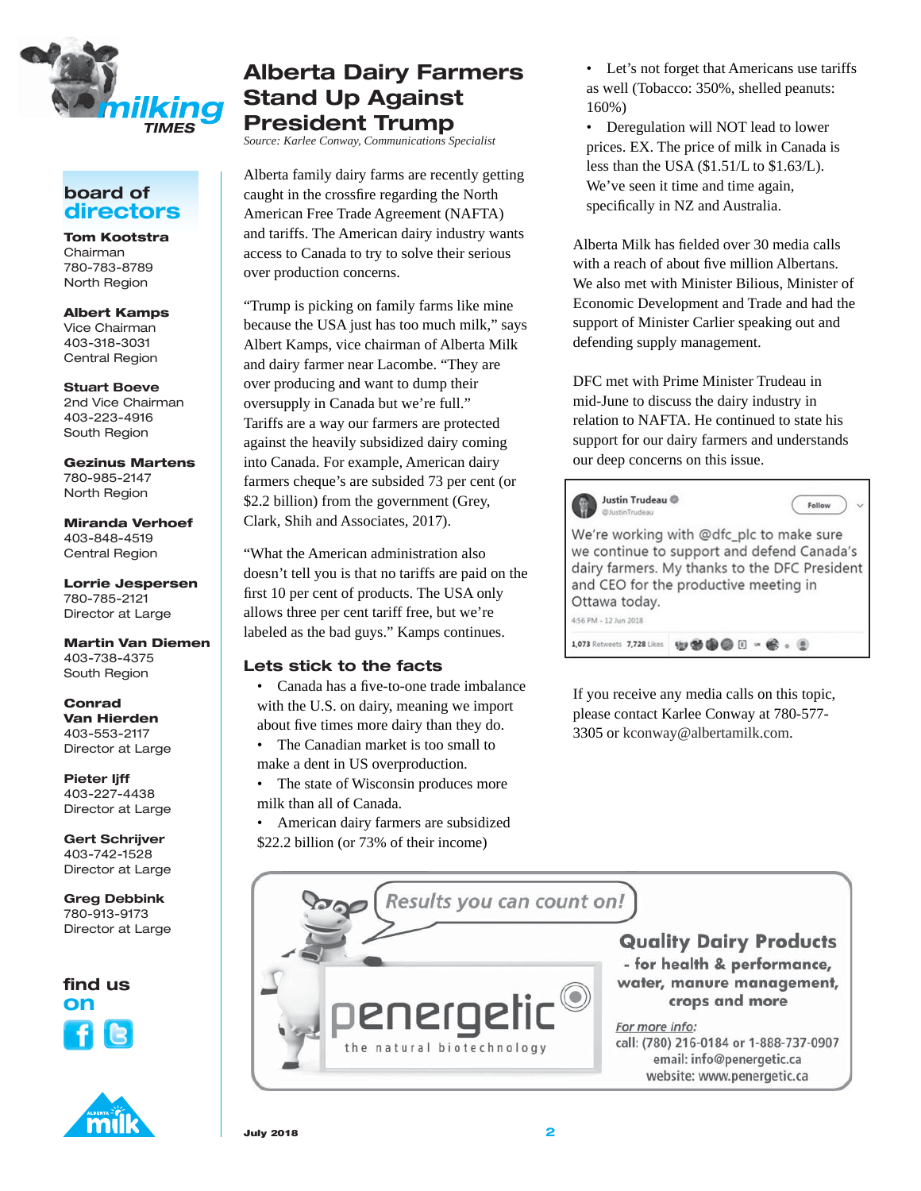# Alberta Dairy Farmers Stand Up Against President Trump

*Source: Karlee Conway, Communications Specialist*

Alberta family dairy farms are recently getting caught in the crossfire regarding the North American Free Trade Agreement (NAFTA) and tariffs. The American dairy industry wants access to Canada to try to solve their serious over production concerns.

"Trump is picking on family farms like mine because the USA just has too much milk," says Albert Kamps, vice chairman of Alberta Milk and dairy farmer near Lacombe. "They are over producing and want to dump their oversupply in Canada but we're full." Tariffs are a way our farmers are protected against the heavily subsidized dairy coming into Canada. For example, American dairy farmers cheque's are subsided 73 per cent (or $2.2 billion) from the government (Grey, Clark, Shih and Associates, 2017).

"What the American administration also doesn't tell you is that no tariffs are paid on the first 10 per cent of products. The USA only allows three per cent tariff free, but we're labeled as the bad guys." Kamps continues.

## Lets stick to the facts

- Canada has a five-to-one trade imbalance with the U.S. on dairy, meaning we import about five times more dairy than they do.
- The Canadian market is too small to make a dent in US overproduction.
- The state of Wisconsin produces more milk than all of Canada.
- American dairy farmers are subsidized $22.2 billion (or 73% of their income)
- Let's not forget that Americans use tariffs as well (Tobacco: 350%, shelled peanuts: 160%)
- Deregulation will NOT lead to lower prices. EX. The price of milk in Canada is less than the USA ($1.51/L to $1.63/L). We've seen it time and time again, specifically in NZ and Australia.

Alberta Milk has fielded over 30 media calls with a reach of about five million Albertans. We also met with Minister Bilious, Minister of Economic Development and Trade and had the support of Minister Carlier speaking out and defending supply management.

DFC met with Prime Minister Trudeau in mid-June to discuss the dairy industry in relation to NAFTA. He continued to state his support for our dairy farmers and understands our deep concerns on this issue.

> **Justin Trudeau** @JustinTrudeau
>
> We're working with @dfc_plc to make sure we continue to support and defend Canada's dairy farmers. My thanks to the DFC President and CEO for the productive meeting in Ottawa today.
>
> 4:56 PM - 12 Jun 2018
>
> 1,073 Retweets 7,728 Likes

If you receive any media calls on this topic, please contact Karlee Conway at 780-577-3305 or kconway@albertamilk.com.

## board of directors

**Tom Kootstra**
Chairman
780-783-8789
North Region

**Albert Kamps**
Vice Chairman
403-318-3031
Central Region

**Stuart Boeve**
2nd Vice Chairman
403-223-4916
South Region

**Gezinus Martens**
780-985-2147
North Region

**Miranda Verhoef**
403-848-4519
Central Region

**Lorrie Jespersen**
780-785-2121
Director at Large

**Martin Van Diemen**
403-738-4375
South Region

**Conrad Van Hierden**
403-553-2117
Director at Large

**Pieter Ijff**
403-227-4438
Director at Large

**Gert Schrijver**
403-742-1528
Director at Large

**Greg Debbink**
780-913-9173
Director at Large

**find us on**

---

*Results you can count on!*

**penergetic** – the natural biotechnology

**Quality Dairy Products**
- for health & performance, water, manure management, crops and more

*For more info:*
call: (780) 216-0184 or 1-888-737-0907
email: info@penergetic.ca
website: www.penergetic.ca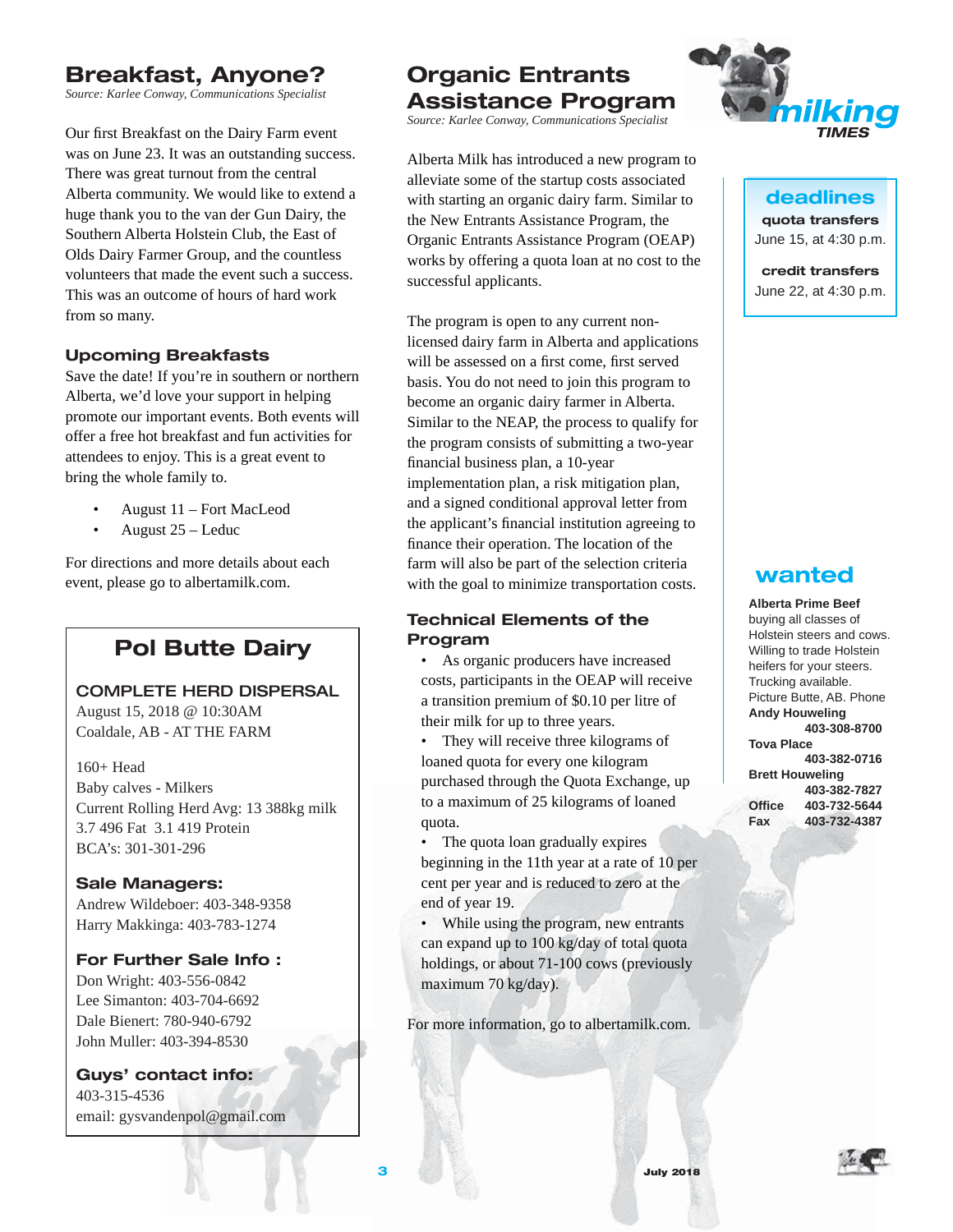# Breakfast, Anyone?

*Source: Karlee Conway, Communications Specialist*

Our first Breakfast on the Dairy Farm event was on June 23. It was an outstanding success. There was great turnout from the central Alberta community. We would like to extend a huge thank you to the van der Gun Dairy, the Southern Alberta Holstein Club, the East of Olds Dairy Farmer Group, and the countless volunteers that made the event such a success. This was an outcome of hours of hard work from so many.

## Upcoming Breakfasts

Save the date! If you're in southern or northern Alberta, we'd love your support in helping promote our important events. Both events will offer a free hot breakfast and fun activities for attendees to enjoy. This is a great event to bring the whole family to.

- August 11 – Fort MacLeod
- August 25 – Leduc

For directions and more details about each event, please go to albertamilk.com.

## Pol Butte Dairy

**COMPLETE HERD DISPERSAL**

August 15, 2018 @ 10:30AM
Coaldale, AB - AT THE FARM

160+ Head
Baby calves - Milkers
Current Rolling Herd Avg: 13 388kg milk
3.7 496 Fat 3.1 419 Protein
BCA's: 301-301-296

**Sale Managers:**

Andrew Wildeboer: 403-348-9358
Harry Makkinga: 403-783-1274

**For Further Sale Info :**

Don Wright: 403-556-0842
Lee Simanton: 403-704-6692
Dale Bienert: 780-940-6792
John Muller: 403-394-8530

**Guys' contact info:**

403-315-4536
email: gysvandenpol@gmail.com

# Organic Entrants Assistance Program

*Source: Karlee Conway, Communications Specialist*

Alberta Milk has introduced a new program to alleviate some of the startup costs associated with starting an organic dairy farm. Similar to the New Entrants Assistance Program, the Organic Entrants Assistance Program (OEAP) works by offering a quota loan at no cost to the successful applicants.

The program is open to any current non-licensed dairy farm in Alberta and applications will be assessed on a first come, first served basis. You do not need to join this program to become an organic dairy farmer in Alberta. Similar to the NEAP, the process to qualify for the program consists of submitting a two-year financial business plan, a 10-year implementation plan, a risk mitigation plan, and a signed conditional approval letter from the applicant's financial institution agreeing to finance their operation. The location of the farm will also be part of the selection criteria with the goal to minimize transportation costs.

## Technical Elements of the Program

- As organic producers have increased costs, participants in the OEAP will receive a transition premium of $0.10 per litre of their milk for up to three years.
- They will receive three kilograms of loaned quota for every one kilogram purchased through the Quota Exchange, up to a maximum of 25 kilograms of loaned quota.
- The quota loan gradually expires beginning in the 11th year at a rate of 10 per cent per year and is reduced to zero at the end of year 19.
- While using the program, new entrants can expand up to 100 kg/day of total quota holdings, or about 71-100 cows (previously maximum 70 kg/day).

For more information, go to albertamilk.com.

## deadlines

**quota transfers**
June 15, at 4:30 p.m.

**credit transfers**
June 22, at 4:30 p.m.

## wanted

**Alberta Prime Beef** buying all classes of Holstein steers and cows. Willing to trade Holstein heifers for your steers. Trucking available. Picture Butte, AB. Phone

**Andy Houweling** 403-308-8700
**Tova Place** 403-382-0716
**Brett Houweling** 403-382-7827
**Office** 403-732-5644
**Fax** 403-732-4387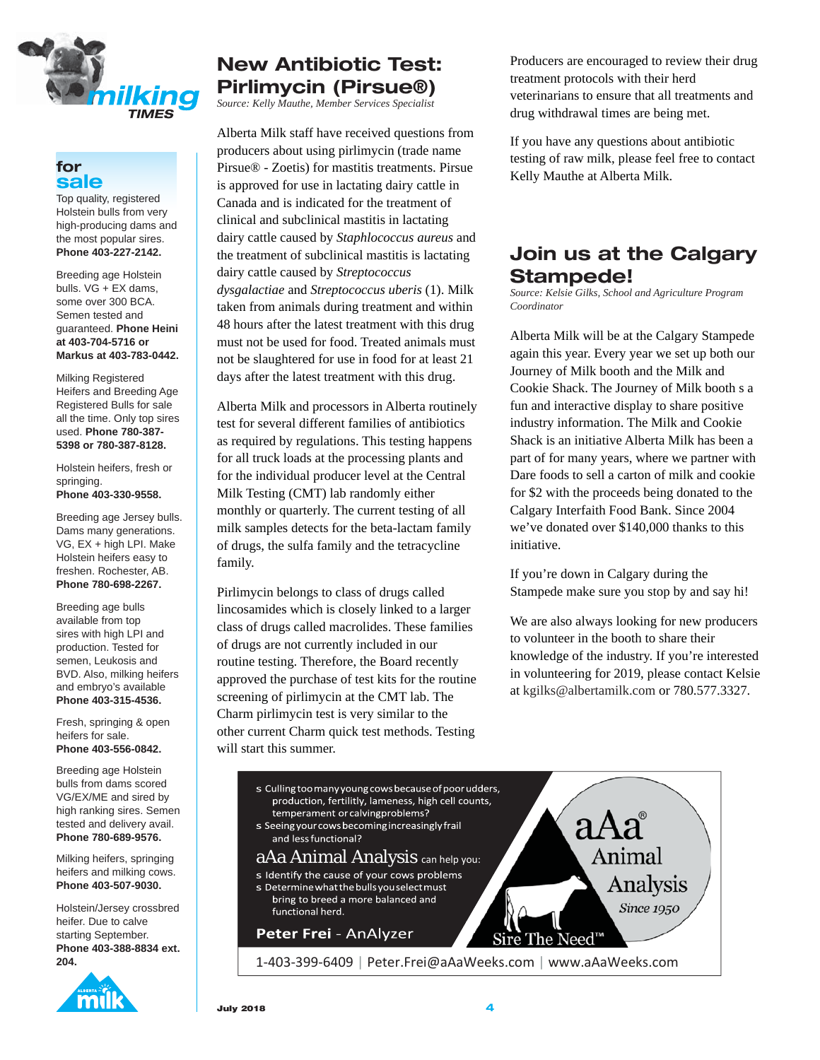## for sale

Top quality, registered Holstein bulls from very high-producing dams and the most popular sires. **Phone 403-227-2142.**

Breeding age Holstein bulls. VG + EX dams, some over 300 BCA. Semen tested and guaranteed. **Phone Heini at 403-704-5716 or Markus at 403-783-0442.**

Milking Registered Heifers and Breeding Age Registered Bulls for sale all the time. Only top sires used. **Phone 780-387-5398 or 780-387-8128.**

Holstein heifers, fresh or springing. **Phone 403-330-9558.**

Breeding age Jersey bulls. Dams many generations. VG, EX + high LPI. Make Holstein heifers easy to freshen. Rochester, AB. **Phone 780-698-2267.**

Breeding age bulls available from top sires with high LPI and production. Tested for semen, Leukosis and BVD. Also, milking heifers and embryo's available **Phone 403-315-4536.**

Fresh, springing & open heifers for sale. **Phone 403-556-0842.**

Breeding age Holstein bulls from dams scored VG/EX/ME and sired by high ranking sires. Semen tested and delivery avail. **Phone 780-689-9576.**

Milking heifers, springing heifers and milking cows. **Phone 403-507-9030.**

Holstein/Jersey crossbred heifer. Due to calve starting September. **Phone 403-388-8834 ext. 204.**

# New Antibiotic Test: Pirlimycin (Pirsue®)

*Source: Kelly Mauthe, Member Services Specialist*

Alberta Milk staff have received questions from producers about using pirlimycin (trade name Pirsue® - Zoetis) for mastitis treatments. Pirsue is approved for use in lactating dairy cattle in Canada and is indicated for the treatment of clinical and subclinical mastitis in lactating dairy cattle caused by *Staphlococcus aureus* and the treatment of subclinical mastitis is lactating dairy cattle caused by *Streptococcus dysgalactiae* and *Streptococcus uberis* (1). Milk taken from animals during treatment and within 48 hours after the latest treatment with this drug must not be used for food. Treated animals must not be slaughtered for use in food for at least 21 days after the latest treatment with this drug.

Alberta Milk and processors in Alberta routinely test for several different families of antibiotics as required by regulations. This testing happens for all truck loads at the processing plants and for the individual producer level at the Central Milk Testing (CMT) lab randomly either monthly or quarterly. The current testing of all milk samples detects for the beta-lactam family of drugs, the sulfa family and the tetracycline family.

Pirlimycin belongs to class of drugs called lincosamides which is closely linked to a larger class of drugs called macrolides. These families of drugs are not currently included in our routine testing. Therefore, the Board recently approved the purchase of test kits for the routine screening of pirlimycin at the CMT lab. The Charm pirlimycin test is very similar to the other current Charm quick test methods. Testing will start this summer.

Producers are encouraged to review their drug treatment protocols with their herd veterinarians to ensure that all treatments and drug withdrawal times are being met.

If you have any questions about antibiotic testing of raw milk, please feel free to contact Kelly Mauthe at Alberta Milk.

# Join us at the Calgary Stampede!

*Source: Kelsie Gilks, School and Agriculture Program Coordinator*

Alberta Milk will be at the Calgary Stampede again this year. Every year we set up both our Journey of Milk booth and the Milk and Cookie Shack. The Journey of Milk booth s a fun and interactive display to share positive industry information. The Milk and Cookie Shack is an initiative Alberta Milk has been a part of for many years, where we partner with Dare foods to sell a carton of milk and cookie for $2 with the proceeds being donated to the Calgary Interfaith Food Bank. Since 2004 we've donated over $140,000 thanks to this initiative.

If you're down in Calgary during the Stampede make sure you stop by and say hi!

We are also always looking for new producers to volunteer in the booth to share their knowledge of the industry. If you're interested in volunteering for 2019, please contact Kelsie at kgilks@albertamilk.com or 780.577.3327.

- Culling too many young cows because of poor udders, production, fertility, lameness, high cell counts, temperament or calving problems?
- Seeing your cows becoming increasingly frail and less functional?

aAa Animal Analysis can help you:

- Identify the cause of your cows problems
- Determine what the bulls you select must bring to breed a more balanced and functional herd.

**Peter Frei** - AnAlyzer

aAa® Animal Analysis Since 1950 — Sire The Need™

1-403-399-6409 | Peter.Frei@aAaWeeks.com | www.aAaWeeks.com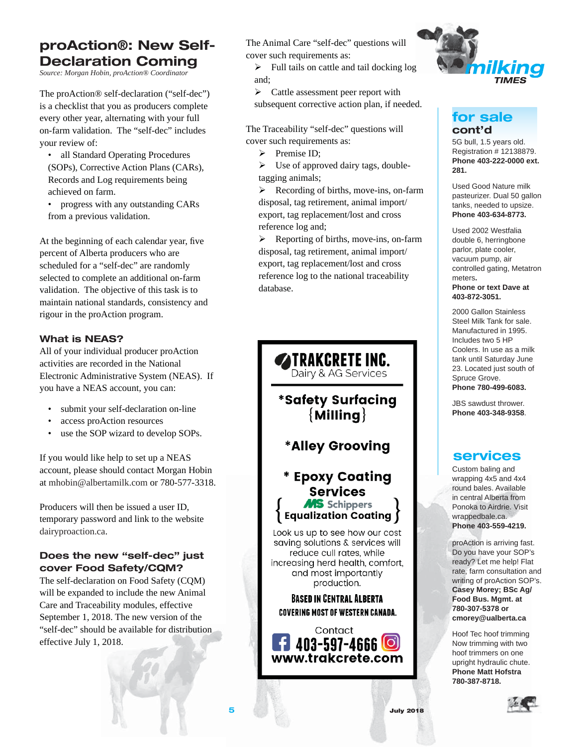## proAction®: New Self-Declaration Coming

*Source: Morgan Hobin, proAction® Coordinator*

The proAction® self-declaration ("self-dec") is a checklist that you as producers complete every other year, alternating with your full on-farm validation. The "self-dec" includes your review of:

- all Standard Operating Procedures (SOPs), Corrective Action Plans (CARs), Records and Log requirements being achieved on farm.
- progress with any outstanding CARs from a previous validation.

At the beginning of each calendar year, five percent of Alberta producers who are scheduled for a "self-dec" are randomly selected to complete an additional on-farm validation. The objective of this task is to maintain national standards, consistency and rigour in the proAction program.

### What is NEAS?

All of your individual producer proAction activities are recorded in the National Electronic Administrative System (NEAS). If you have a NEAS account, you can:

- submit your self-declaration on-line
- access proAction resources
- use the SOP wizard to develop SOPs.

If you would like help to set up a NEAS account, please should contact Morgan Hobin at mhobin@albertamilk.com or 780-577-3318.

Producers will then be issued a user ID, temporary password and link to the website dairyproaction.ca.

### Does the new "self-dec" just cover Food Safety/CQM?

The self-declaration on Food Safety (CQM) will be expanded to include the new Animal Care and Traceability modules, effective September 1, 2018. The new version of the "self-dec" should be available for distribution effective July 1, 2018.

The Animal Care "self-dec" questions will cover such requirements as:

- Full tails on cattle and tail docking log and;
- Cattle assessment peer report with subsequent corrective action plan, if needed.

The Traceability "self-dec" questions will cover such requirements as:

- Premise ID;
- Use of approved dairy tags, double-tagging animals;
- Recording of births, move-ins, on-farm disposal, tag retirement, animal import/export, tag replacement/lost and cross reference log and;
- Reporting of births, move-ins, on-farm disposal, tag retirement, animal import/export, tag replacement/lost and cross reference log to the national traceability database.

---

**TRAKCRETE INC.**
Dairy & AG Services

**\*Safety Surfacing {Milling}**

**\*Alley Grooving**

**\* Epoxy Coating Services**
{ MS Schippers Equalization Coating }

Look us up to see how our cost saving solutions & services will reduce cull rates, while increasing herd health, comfort, and most importantly production.

**BASED IN CENTRAL ALBERTA**
**COVERING MOST OF WESTERN CANADA.**

Contact
**403-597-4666**
**www.trakcrete.com**

---

## for sale cont'd

5G bull, 1.5 years old. Registration # 12138879. **Phone 403-222-0000 ext. 281.**

Used Good Nature milk pasteurizer. Dual 50 gallon tanks, needed to upsize. **Phone 403-634-8773.**

Used 2002 Westfalia double 6, herringbone parlor, plate cooler, vacuum pump, air controlled gating, Metatron meters. **Phone or text Dave at 403-872-3051.**

2000 Gallon Stainless Steel Milk Tank for sale. Manufactured in 1995. Includes two 5 HP Coolers. In use as a milk tank until Saturday June 23. Located just south of Spruce Grove. **Phone 780-499-6083.**

JBS sawdust thrower. **Phone 403-348-9358.**

## services

Custom baling and wrapping 4x5 and 4x4 round bales. Available in central Alberta from Ponoka to Airdrie. Visit wrappedbale.ca. **Phone 403-559-4219.**

proAction is arriving fast. Do you have your SOP's ready? Let me help! Flat rate, farm consultation and writing of proAction SOP's. **Casey Morey; BSc Ag/ Food Bus. Mgmt. at 780-307-5378 or cmorey@ualberta.ca**

Hoof Tec hoof trimming Now trimming with two hoof trimmers on one upright hydraulic chute. **Phone Matt Hofstra 780-387-8718.**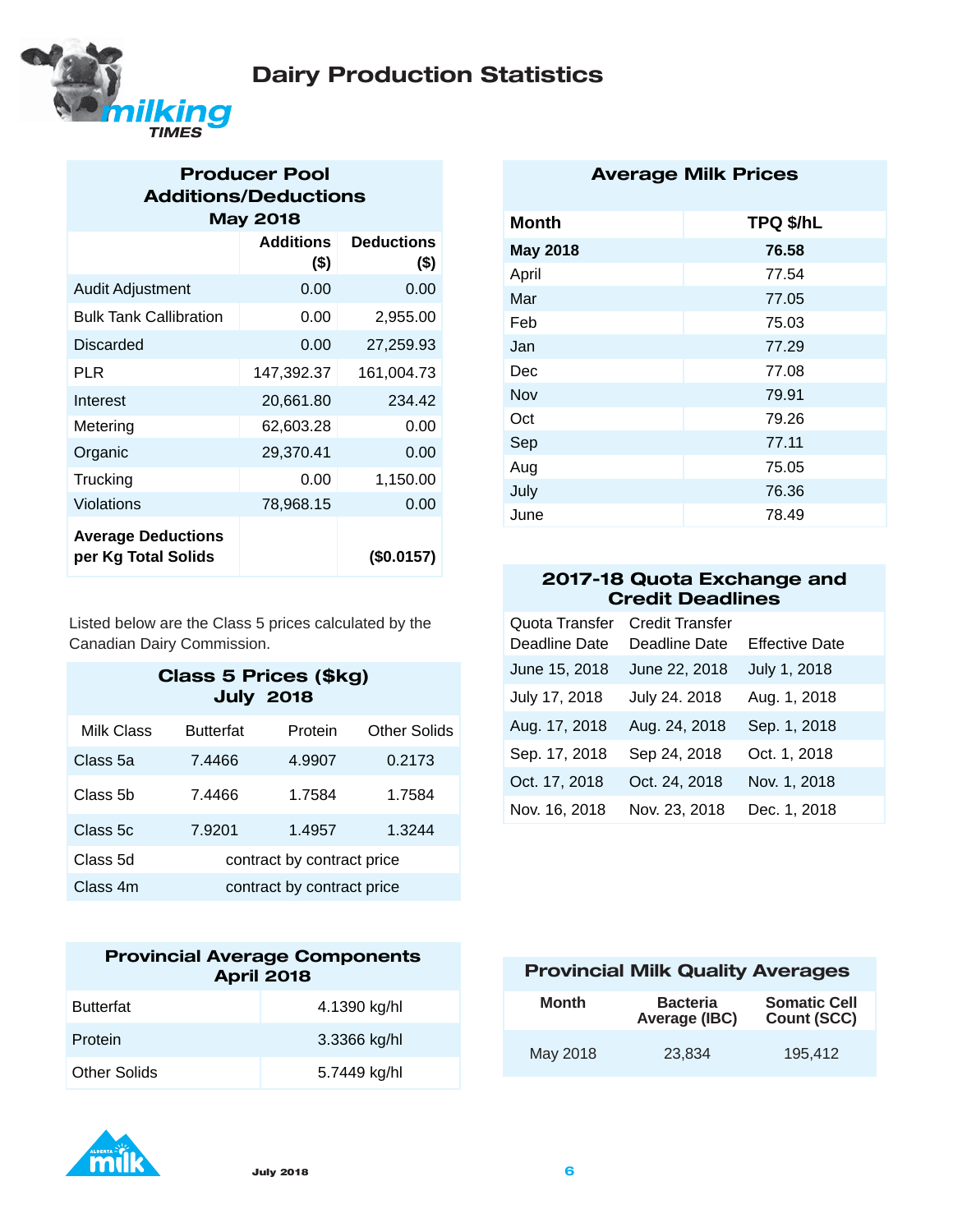# Dairy Production Statistics

## Producer Pool Additions/Deductions May 2018

| | Additions ($) | Deductions ($) |
|---|---|---|
| Audit Adjustment | 0.00 | 0.00 |
| Bulk Tank Callibration | 0.00 | 2,955.00 |
| Discarded | 0.00 | 27,259.93 |
| PLR | 147,392.37 | 161,004.73 |
| Interest | 20,661.80 | 234.42 |
| Metering | 62,603.28 | 0.00 |
| Organic | 29,370.41 | 0.00 |
| Trucking | 0.00 | 1,150.00 |
| Violations | 78,968.15 | 0.00 |
| **Average Deductions per Kg Total Solids** | | **($0.0157)** |

Listed below are the Class 5 prices calculated by the Canadian Dairy Commission.

## Class 5 Prices ($kg) July 2018

| Milk Class | Butterfat | Protein | Other Solids |
|---|---|---|---|
| Class 5a | 7.4466 | 4.9907 | 0.2173 |
| Class 5b | 7.4466 | 1.7584 | 1.7584 |
| Class 5c | 7.9201 | 1.4957 | 1.3244 |
| Class 5d | contract by contract price | | |
| Class 4m | contract by contract price | | |

## Provincial Average Components April 2018

| | |
|---|---|
| Butterfat | 4.1390 kg/hl |
| Protein | 3.3366 kg/hl |
| Other Solids | 5.7449 kg/hl |

## Average Milk Prices

| Month | TPQ $/hL |
|---|---|
| **May 2018** | **76.58** |
| April | 77.54 |
| Mar | 77.05 |
| Feb | 75.03 |
| Jan | 77.29 |
| Dec | 77.08 |
| Nov | 79.91 |
| Oct | 79.26 |
| Sep | 77.11 |
| Aug | 75.05 |
| July | 76.36 |
| June | 78.49 |

## 2017-18 Quota Exchange and Credit Deadlines

| Quota Transfer Deadline Date | Credit Transfer Deadline Date | Effective Date |
|---|---|---|
| June 15, 2018 | June 22, 2018 | July 1, 2018 |
| July 17, 2018 | July 24. 2018 | Aug. 1, 2018 |
| Aug. 17, 2018 | Aug. 24, 2018 | Sep. 1, 2018 |
| Sep. 17, 2018 | Sep 24, 2018 | Oct. 1, 2018 |
| Oct. 17, 2018 | Oct. 24, 2018 | Nov. 1, 2018 |
| Nov. 16, 2018 | Nov. 23, 2018 | Dec. 1, 2018 |

## Provincial Milk Quality Averages

| Month | Bacteria Average (IBC) | Somatic Cell Count (SCC) |
|---|---|---|
| May 2018 | 23,834 | 195,412 |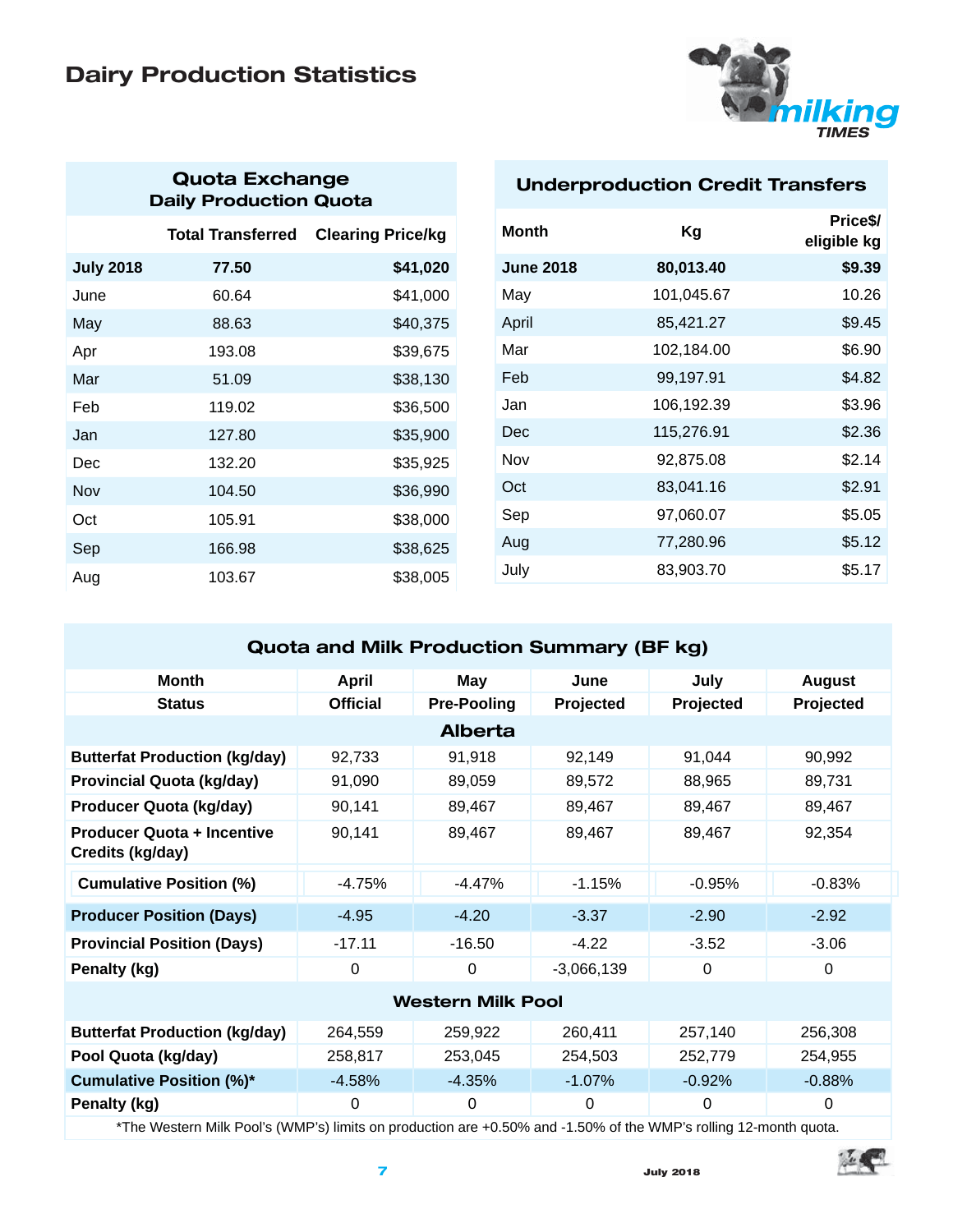# Dairy Production Statistics

## Quota Exchange Daily Production Quota

| | Total Transferred | Clearing Price/kg |
|---|---|---|
| **July 2018** | **77.50** | **$41,020** |
| June | 60.64 | $41,000 |
| May | 88.63 | $40,375 |
| Apr | 193.08 | $39,675 |
| Mar | 51.09 | $38,130 |
| Feb | 119.02 | $36,500 |
| Jan | 127.80 | $35,900 |
| Dec | 132.20 | $35,925 |
| Nov | 104.50 | $36,990 |
| Oct | 105.91 | $38,000 |
| Sep | 166.98 | $38,625 |
| Aug | 103.67 | $38,005 |

## Underproduction Credit Transfers

| Month | Kg | Price$/ eligible kg |
|---|---|---|
| **June 2018** | **80,013.40** | **$9.39** |
| May | 101,045.67 | 10.26 |
| April | 85,421.27 | $9.45 |
| Mar | 102,184.00 | $6.90 |
| Feb | 99,197.91 | $4.82 |
| Jan | 106,192.39 | $3.96 |
| Dec | 115,276.91 | $2.36 |
| Nov | 92,875.08 | $2.14 |
| Oct | 83,041.16 | $2.91 |
| Sep | 97,060.07 | $5.05 |
| Aug | 77,280.96 | $5.12 |
| July | 83,903.70 | $5.17 |

## Quota and Milk Production Summary (BF kg)

| Month | April | May | June | July | August |
|---|---|---|---|---|---|
| **Status** | **Official** | **Pre-Pooling** | **Projected** | **Projected** | **Projected** |
| **Alberta** | | | | | |
| **Butterfat Production (kg/day)** | 92,733 | 91,918 | 92,149 | 91,044 | 90,992 |
| **Provincial Quota (kg/day)** | 91,090 | 89,059 | 89,572 | 88,965 | 89,731 |
| **Producer Quota (kg/day)** | 90,141 | 89,467 | 89,467 | 89,467 | 89,467 |
| **Producer Quota + Incentive Credits (kg/day)** | 90,141 | 89,467 | 89,467 | 89,467 | 92,354 |
| **Cumulative Position (%)** | -4.75% | -4.47% | -1.15% | -0.95% | -0.83% |
| **Producer Position (Days)** | -4.95 | -4.20 | -3.37 | -2.90 | -2.92 |
| **Provincial Position (Days)** | -17.11 | -16.50 | -4.22 | -3.52 | -3.06 |
| **Penalty (kg)** | 0 | 0 | -3,066,139 | 0 | 0 |
| **Western Milk Pool** | | | | | |
| **Butterfat Production (kg/day)** | 264,559 | 259,922 | 260,411 | 257,140 | 256,308 |
| **Pool Quota (kg/day)** | 258,817 | 253,045 | 254,503 | 252,779 | 254,955 |
| **Cumulative Position (%)*** | -4.58% | -4.35% | -1.07% | -0.92% | -0.88% |
| **Penalty (kg)** | 0 | 0 | 0 | 0 | 0 |

*The Western Milk Pool's (WMP's) limits on production are +0.50% and -1.50% of the WMP's rolling 12-month quota.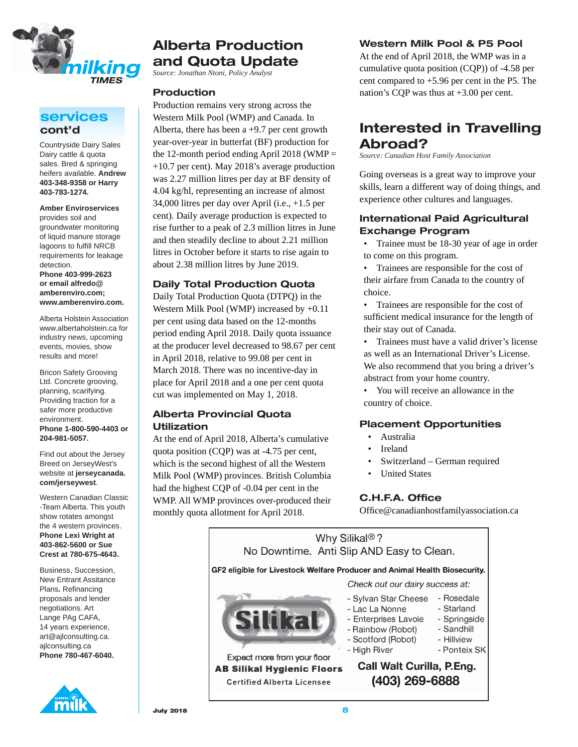## services cont'd

Countryside Dairy Sales Dairy cattle & quota sales. Bred & springing heifers available. **Andrew 403-348-9358 or Harry 403-783-1274.**

**Amber Enviroservices** provides soil and groundwater monitoring of liquid manure storage lagoons to fulfill NRCB requirements for leakage detection. **Phone 403-999-2623 or email alfredo@amberenviro.com; www.amberenviro.com.**

Alberta Holstein Association www.albertaholstein.ca for industry news, upcoming events, movies, show results and more!

Bricon Safety Grooving Ltd. Concrete grooving, planning, scarifying. Providing traction for a safer more productive environment. **Phone 1-800-590-4403 or 204-981-5057.**

Find out about the Jersey Breed on JerseyWest's website at **jerseycanada.com/jerseywest**.

Western Canadian Classic -Team Alberta. This youth show rotates amongst the 4 western provinces. **Phone Lexi Wright at 403-862-5600 or Sue Crest at 780-675-4643.**

Business, Succession, New Entrant Assitance Plans**.** Refinancing proposals and lender negotiations. Art Lange PAg CAFA, 14 years experience, art@ajlconsulting.ca. ajlconsulting.ca **Phone 780-467-6040.**

# Alberta Production and Quota Update

*Source: Jonathan Ntoni, Policy Analyst*

### Production

Production remains very strong across the Western Milk Pool (WMP) and Canada. In Alberta, there has been a +9.7 per cent growth year-over-year in butterfat (BF) production for the 12-month period ending April 2018 (WMP = +10.7 per cent). May 2018's average production was 2.27 million litres per day at BF density of 4.04 kg/hl, representing an increase of almost 34,000 litres per day over April (i.e., +1.5 per cent). Daily average production is expected to rise further to a peak of 2.3 million litres in June and then steadily decline to about 2.21 million litres in October before it starts to rise again to about 2.38 million litres by June 2019.

### Daily Total Production Quota

Daily Total Production Quota (DTPQ) in the Western Milk Pool (WMP) increased by +0.11 per cent using data based on the 12-months period ending April 2018. Daily quota issuance at the producer level decreased to 98.67 per cent in April 2018, relative to 99.08 per cent in March 2018. There was no incentive-day in place for April 2018 and a one per cent quota cut was implemented on May 1, 2018.

### Alberta Provincial Quota Utilization

At the end of April 2018, Alberta's cumulative quota position (CQP) was at -4.75 per cent, which is the second highest of all the Western Milk Pool (WMP) provinces. British Columbia had the highest CQP of -0.04 per cent in the WMP. All WMP provinces over-produced their monthly quota allotment for April 2018.

### Western Milk Pool & P5 Pool

At the end of April 2018, the WMP was in a cumulative quota position (CQP)) of -4.58 per cent compared to +5.96 per cent in the P5. The nation's CQP was thus at +3.00 per cent.

# Interested in Travelling Abroad?

*Source: Canadian Host Family Association*

Going overseas is a great way to improve your skills, learn a different way of doing things, and experience other cultures and languages.

### International Paid Agricultural Exchange Program

- Trainee must be 18-30 year of age in order to come on this program.
- Trainees are responsible for the cost of their airfare from Canada to the country of choice.
- Trainees are responsible for the cost of sufficient medical insurance for the length of their stay out of Canada.
- Trainees must have a valid driver's license as well as an International Driver's License. We also recommend that you bring a driver's abstract from your home country.
- You will receive an allowance in the country of choice.

### Placement Opportunities

- Australia
- Ireland
- Switzerland – German required
- United States

### C.H.F.A. Office

Office@canadianhostfamilyassociation.ca

Why Silikal® ?
No Downtime. Anti Slip AND Easy to Clean.

**GF2 eligible for Livestock Welfare Producer and Animal Health Biosecurity.**

*Check out our dairy success at:*

- Sylvan Star Cheese
- Lac La Nonne
- Enterprises Lavoie
- Rainbow (Robot)
- Scotford (Robot)
- High River
- Rosedale
- Starland
- Springside
- Sandhill
- Hillview
- Ponteix SK

Expect more from your floor
**AB Silikal Hygienic Floors**
Certified Alberta Licensee

**Call Walt Curilla, P.Eng.**
**(403) 269-6888**

July 2018